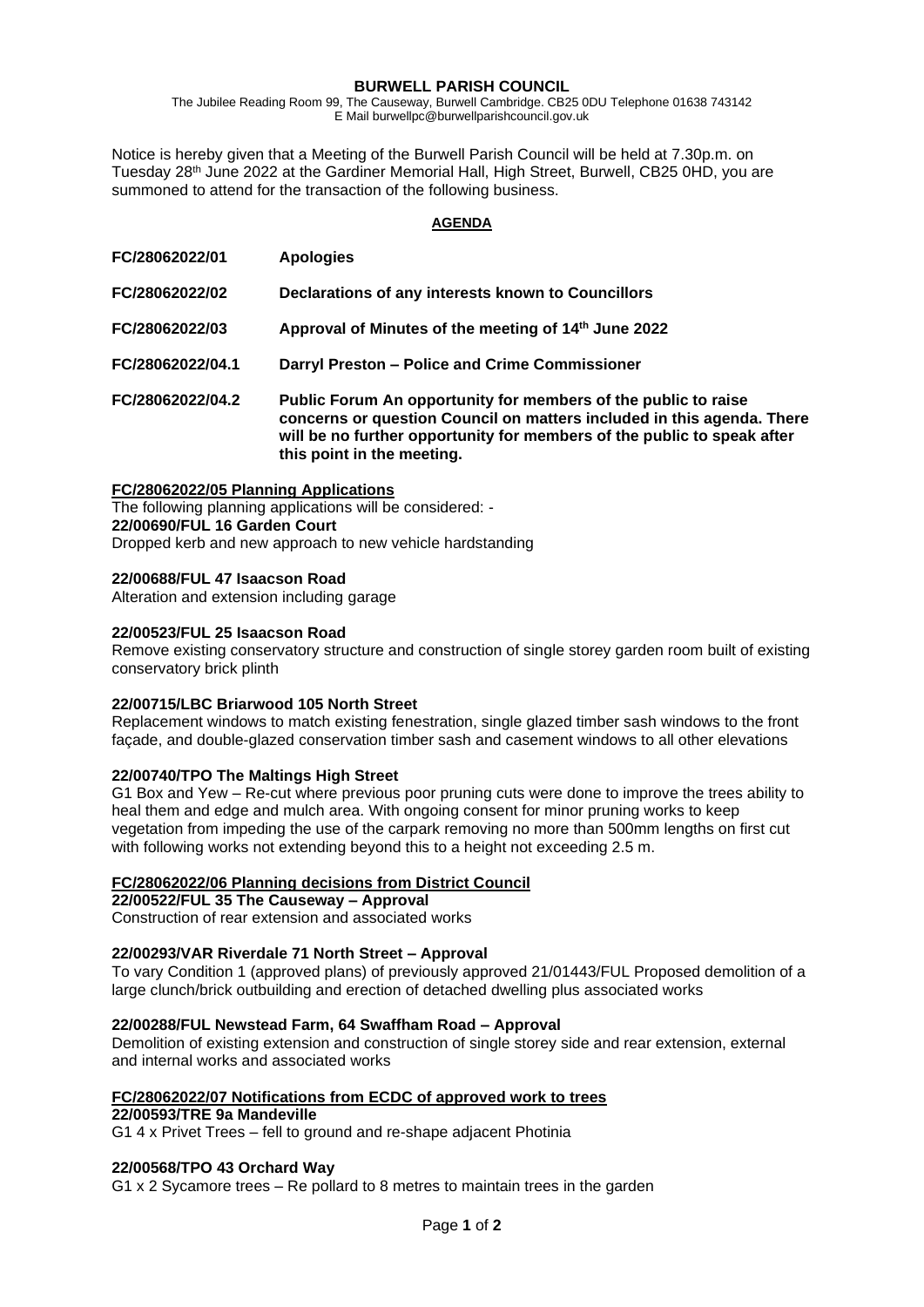# BURWELL PARISH COUNCIL

The Jubilee Reading Room 99, The Causeway, Burwell Cambridge. CB25 0DU Telephone 01638 743142
E Mail burwellpc@burwellparishcouncil.gov.uk

Notice is hereby given that a Meeting of the Burwell Parish Council will be held at 7.30p.m. on Tuesday 28th June 2022 at the Gardiner Memorial Hall, High Street, Burwell, CB25 0HD, you are summoned to attend for the transaction of the following business.

## AGENDA

**FC/28062022/01** **Apologies**

**FC/28062022/02** **Declarations of any interests known to Councillors**

**FC/28062022/03** **Approval of Minutes of the meeting of 14th June 2022**

**FC/28062022/04.1** **Darryl Preston – Police and Crime Commissioner**

**FC/28062022/04.2** **Public Forum An opportunity for members of the public to raise concerns or question Council on matters included in this agenda. There will be no further opportunity for members of the public to speak after this point in the meeting.**

### FC/28062022/05 Planning Applications

The following planning applications will be considered: -

**22/00690/FUL 16 Garden Court**
Dropped kerb and new approach to new vehicle hardstanding

**22/00688/FUL 47 Isaacson Road**
Alteration and extension including garage

**22/00523/FUL 25 Isaacson Road**
Remove existing conservatory structure and construction of single storey garden room built of existing conservatory brick plinth

**22/00715/LBC Briarwood 105 North Street**
Replacement windows to match existing fenestration, single glazed timber sash windows to the front façade, and double-glazed conservation timber sash and casement windows to all other elevations

**22/00740/TPO The Maltings High Street**
G1 Box and Yew – Re-cut where previous poor pruning cuts were done to improve the trees ability to heal them and edge and mulch area. With ongoing consent for minor pruning works to keep vegetation from impeding the use of the carpark removing no more than 500mm lengths on first cut with following works not extending beyond this to a height not exceeding 2.5 m.

### FC/28062022/06 Planning decisions from District Council

**22/00522/FUL 35 The Causeway – Approval**
Construction of rear extension and associated works

**22/00293/VAR Riverdale 71 North Street – Approval**
To vary Condition 1 (approved plans) of previously approved 21/01443/FUL Proposed demolition of a large clunch/brick outbuilding and erection of detached dwelling plus associated works

**22/00288/FUL Newstead Farm, 64 Swaffham Road – Approval**
Demolition of existing extension and construction of single storey side and rear extension, external and internal works and associated works

### FC/28062022/07 Notifications from ECDC of approved work to trees

**22/00593/TRE 9a Mandeville**
G1 4 x Privet Trees – fell to ground and re-shape adjacent Photinia

**22/00568/TPO 43 Orchard Way**
G1 x 2 Sycamore trees – Re pollard to 8 metres to maintain trees in the garden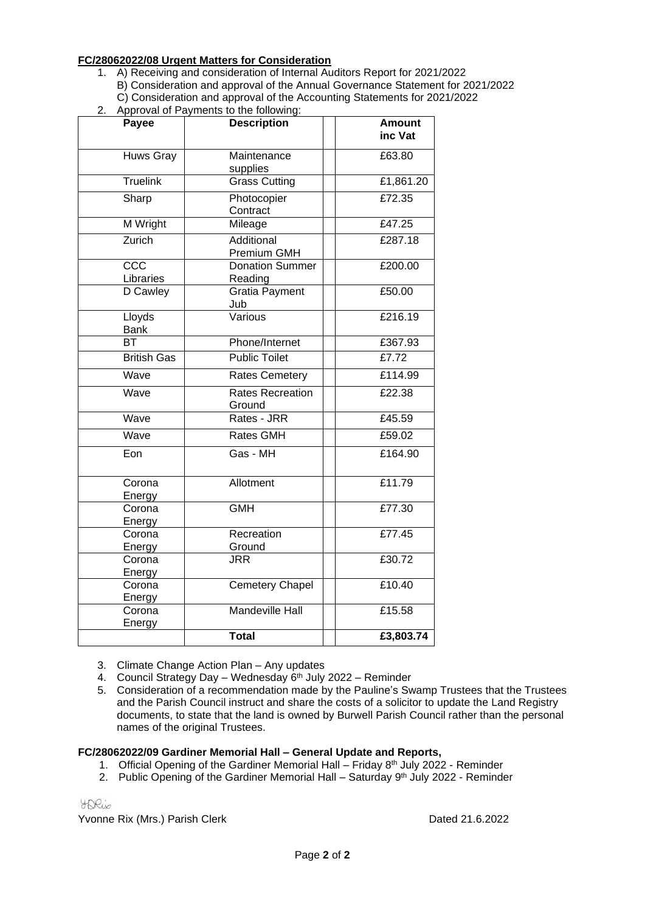**FC/28062022/08 Urgent Matters for Consideration**

1. A) Receiving and consideration of Internal Auditors Report for 2021/2022
   B) Consideration and approval of the Annual Governance Statement for 2021/2022
   C) Consideration and approval of the Accounting Statements for 2021/2022
2. Approval of Payments to the following:

| Payee | Description | | Amount inc Vat |
|---|---|---|---|
| Huws Gray | Maintenance supplies | | £63.80 |
| Truelink | Grass Cutting | | £1,861.20 |
| Sharp | Photocopier Contract | | £72.35 |
| M Wright | Mileage | | £47.25 |
| Zurich | Additional Premium GMH | | £287.18 |
| CCC Libraries | Donation Summer Reading | | £200.00 |
| D Cawley | Gratia Payment Jub | | £50.00 |
| Lloyds Bank | Various | | £216.19 |
| BT | Phone/Internet | | £367.93 |
| British Gas | Public Toilet | | £7.72 |
| Wave | Rates Cemetery | | £114.99 |
| Wave | Rates Recreation Ground | | £22.38 |
| Wave | Rates - JRR | | £45.59 |
| Wave | Rates GMH | | £59.02 |
| Eon | Gas - MH | | £164.90 |
| Corona Energy | Allotment | | £11.79 |
| Corona Energy | GMH | | £77.30 |
| Corona Energy | Recreation Ground | | £77.45 |
| Corona Energy | JRR | | £30.72 |
| Corona Energy | Cemetery Chapel | | £10.40 |
| Corona Energy | Mandeville Hall | | £15.58 |
| | **Total** | | **£3,803.74** |

3. Climate Change Action Plan – Any updates
4. Council Strategy Day – Wednesday 6th July 2022 – Reminder
5. Consideration of a recommendation made by the Pauline's Swamp Trustees that the Trustees and the Parish Council instruct and share the costs of a solicitor to update the Land Registry documents, to state that the land is owned by Burwell Parish Council rather than the personal names of the original Trustees.

**FC/28062022/09 Gardiner Memorial Hall – General Update and Reports,**

1. Official Opening of the Gardiner Memorial Hall – Friday 8th July 2022 - Reminder
2. Public Opening of the Gardiner Memorial Hall – Saturday 9th July 2022 - Reminder

YDRix

Yvonne Rix (Mrs.) Parish Clerk　　　　　　　　　　　　　　Dated 21.6.2022